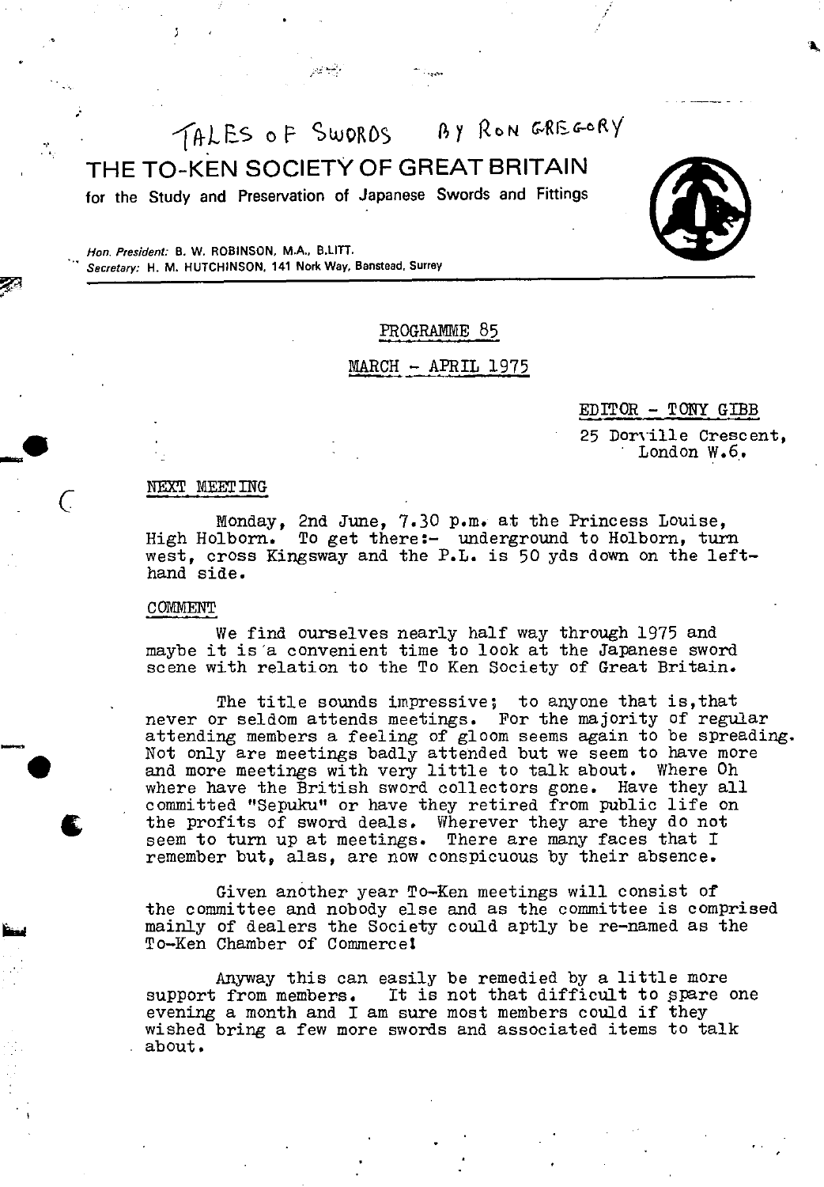TALES OF SWORDS BY RON GREGORY

# THE TO-KEN SOCIETY OF GREAT BRITAIN

for the Study and Preservation of Japanese Swords and Fittings

*Hon. President:* B. W. ROBINSON, M.A., B.LITT.
*Secretary:* H. M. HUTCHINSON, 141 Nork Way, Banstead, Surrey

## PROGRAMME 85

## MARCH - APRIL 1975

EDITOR - TONY GIBB
25 Dorville Crescent,
London W.6.

### NEXT MEETING

Monday, 2nd June, 7.30 p.m. at the Princess Louise, High Holborn. To get there:- underground to Holborn, turn west, cross Kingsway and the P.L. is 50 yds down on the left-hand side.

### COMMENT

We find ourselves nearly half way through 1975 and maybe it is a convenient time to look at the Japanese sword scene with relation to the To Ken Society of Great Britain.

The title sounds impressive; to anyone that is, that never or seldom attends meetings. For the majority of regular attending members a feeling of gloom seems again to be spreading. Not only are meetings badly attended but we seem to have more and more meetings with very little to talk about. Where Oh where have the British sword collectors gone. Have they all committed "Sepuku" or have they retired from public life on the profits of sword deals. Wherever they are they do not seem to turn up at meetings. There are many faces that I remember but, alas, are now conspicuous by their absence.

Given another year To-Ken meetings will consist of the committee and nobody else and as the committee is comprised mainly of dealers the Society could aptly be re-named as the To-Ken Chamber of Commerce!

Anyway this can easily be remedied by a little more support from members. It is not that difficult to spare one evening a month and I am sure most members could if they wished bring a few more swords and associated items to talk about.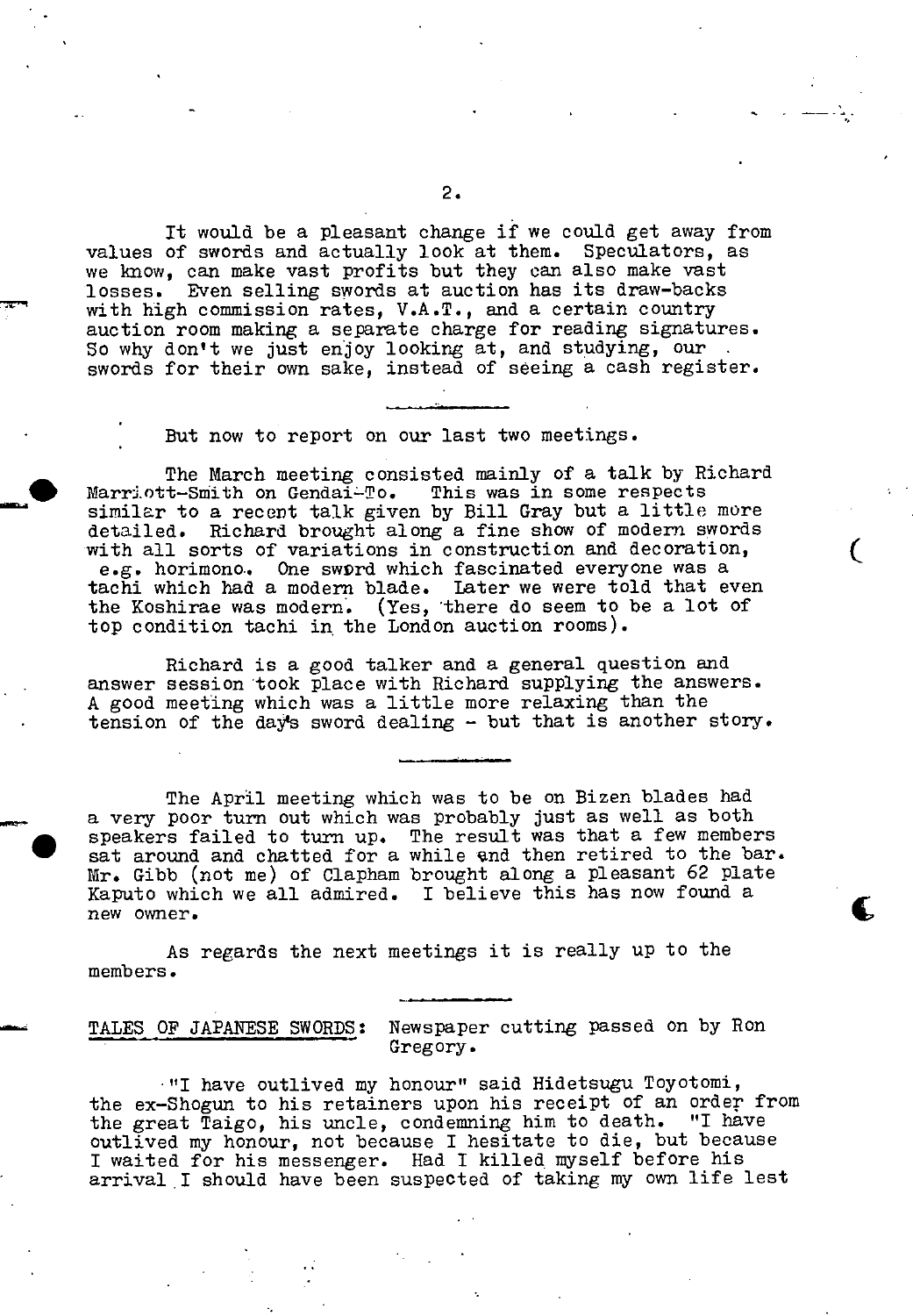It would be a pleasant change if we could get away from values of swords and actually look at them. Speculators, as we know, can make vast profits but they can also make vast losses. Even selling swords at auction has its draw-backs with high commission rates, V.A.T., and a certain country auction room making a separate charge for reading signatures. So why don't we just enjoy looking at, and studying, our swords for their own sake, instead of seeing a cash register.

---

But now to report on our last two meetings.

The March meeting consisted mainly of a talk by Richard Marriott-Smith on Gendai-To. This was in some respects similar to a recent talk given by Bill Gray but a little more detailed. Richard brought along a fine show of modern swords with all sorts of variations in construction and decoration, e.g. horimono. One sword which fascinated everyone was a tachi which had a modern blade. Later we were told that even the Koshirae was modern. (Yes, there do seem to be a lot of top condition tachi in the London auction rooms).

Richard is a good talker and a general question and answer session took place with Richard supplying the answers. A good meeting which was a little more relaxing than the tension of the day's sword dealing - but that is another story.

---

The April meeting which was to be on Bizen blades had a very poor turn out which was probably just as well as both speakers failed to turn up. The result was that a few members sat around and chatted for a while and then retired to the bar. Mr. Gibb (not me) of Clapham brought along a pleasant 62 plate Kaputo which we all admired. I believe this has now found a new owner.

As regards the next meetings it is really up to the members.

---

TALES OF JAPANESE SWORDS: Newspaper cutting passed on by Ron Gregory.

"I have outlived my honour" said Hidetsugu Toyotomi, the ex-Shogun to his retainers upon his receipt of an order from the great Taigo, his uncle, condemning him to death. "I have outlived my honour, not because I hesitate to die, but because I waited for his messenger. Had I killed myself before his arrival I should have been suspected of taking my own life lest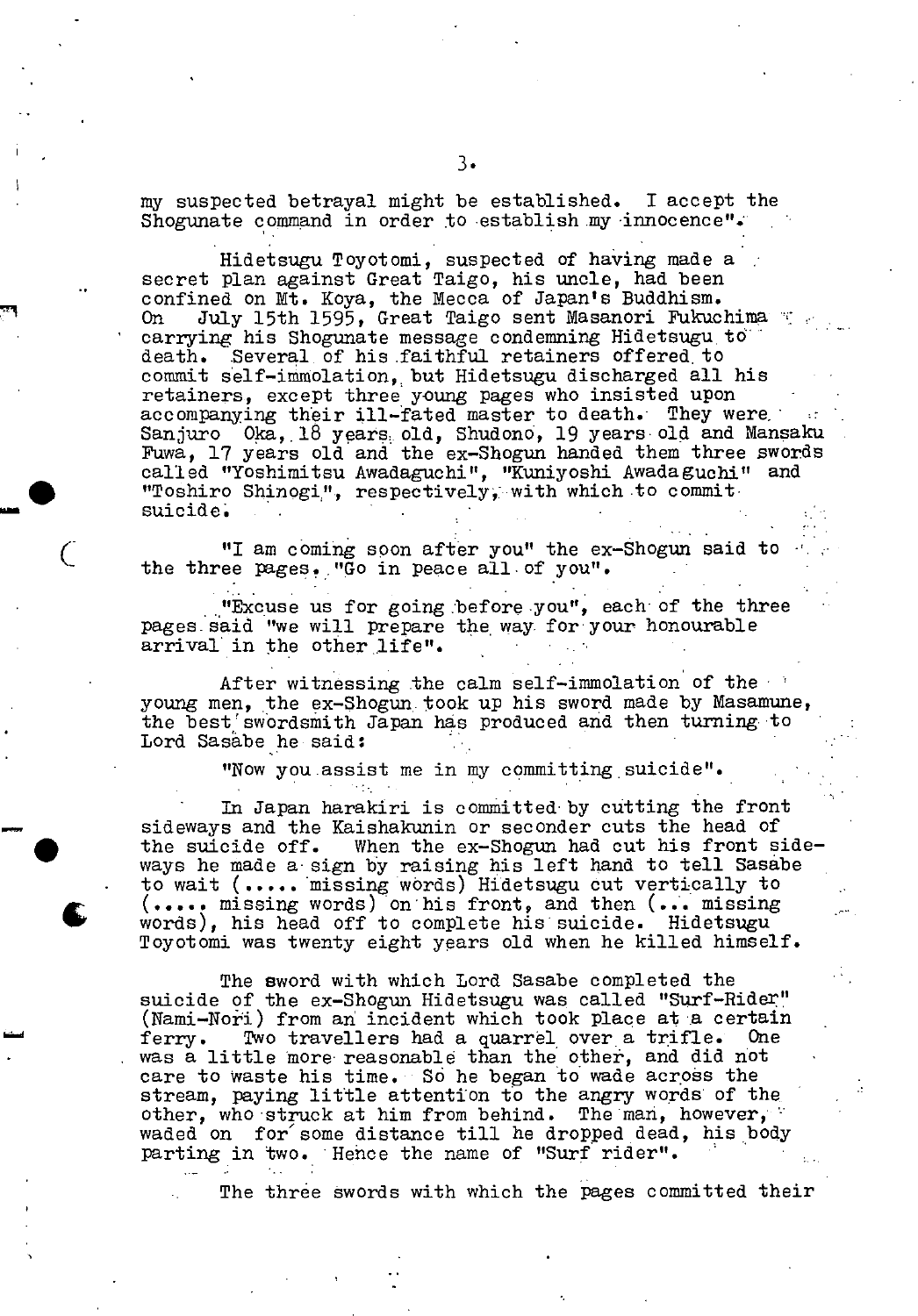my suspected betrayal might be established. I accept the Shogunate command in order to establish my innocence".

Hidetsugu Toyotomi, suspected of having made a secret plan against Great Taigo, his uncle, had been confined on Mt. Koya, the Mecca of Japan's Buddhism. On July 15th 1595, Great Taigo sent Masanori Fukuchima carrying his Shogunate message condemning Hidetsugu to death. Several of his faithful retainers offered to commit self-immolation, but Hidetsugu discharged all his retainers, except three young pages who insisted upon accompanying their ill-fated master to death. They were Sanjuro Oka, 18 years old, Shudono, 19 years old and Mansaku Fuwa, 17 years old and the ex-Shogun handed them three swords called "Yoshimitsu Awadaguchi", "Kuniyoshi Awadaguchi" and "Toshiro Shinogi", respectively, with which to commit suicide.

"I am coming soon after you" the ex-Shogun said to the three pages. "Go in peace all of you".

"Excuse us for going before you", each of the three pages said "we will prepare the way for your honourable arrival in the other life".

After witnessing the calm self-immolation of the young men, the ex-Shogun took up his sword made by Masamune, the best swordsmith Japan has produced and then turning to Lord Sasabe he said:

"Now you assist me in my committing suicide".

In Japan harakiri is committed by cutting the front sideways and the Kaishakunin or seconder cuts the head of the suicide off. When the ex-Shogun had cut his front sideways he made a sign by raising his left hand to tell Sasabe to wait (..... missing words) Hidetsugu cut vertically to (..... missing words) on his front, and then (... missing words), his head off to complete his suicide. Hidetsugu Toyotomi was twenty eight years old when he killed himself.

The sword with which Lord Sasabe completed the suicide of the ex-Shogun Hidetsugu was called "Surf-Rider" (Nami-Nori) from an incident which took place at a certain ferry. Two travellers had a quarrel over a trifle. One was a little more reasonable than the other, and did not care to waste his time. So he began to wade across the stream, paying little attention to the angry words of the other, who struck at him from behind. The man, however, waded on for some distance till he dropped dead, his body parting in two. Hence the name of "Surf rider".

The three swords with which the pages committed their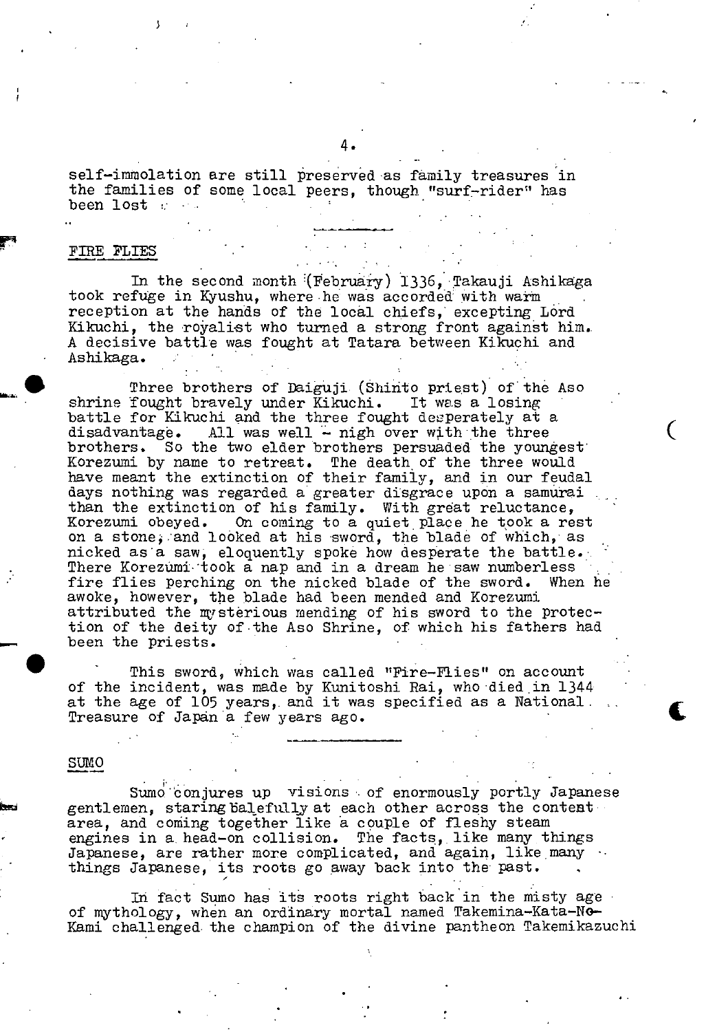self-immolation are still preserved as family treasures in the families of some local peers, though "surf-rider" has been lost .

---

## FIRE FLIES

In the second month (February) 1336, Takauji Ashikaga took refuge in Kyushu, where he was accorded with warm reception at the hands of the local chiefs, excepting Lord Kikuchi, the royalist who turned a strong front against him. A decisive battle was fought at Tatara between Kikuchi and Ashikaga.

Three brothers of Daiguji (Shinto priest) of the Aso shrine fought bravely under Kikuchi. It was a losing battle for Kikuchi and the three fought desperately at a disadvantage. All was well - nigh over with the three brothers. So the two elder brothers persuaded the youngest Korezumi by name to retreat. The death of the three would have meant the extinction of their family, and in our feudal days nothing was regarded a greater disgrace upon a samurai than the extinction of his family. With great reluctance, Korezumi obeyed. On coming to a quiet place he took a rest on a stone, and looked at his sword, the blade of which, as nicked as a saw, eloquently spoke how desperate the battle. There Korezumi took a nap and in a dream he saw numberless fire flies perching on the nicked blade of the sword. When he awoke, however, the blade had been mended and Korezumi attributed the mysterious mending of his sword to the protection of the deity of the Aso Shrine, of which his fathers had been the priests.

This sword, which was called "Fire-Flies" on account of the incident, was made by Kunitoshi Rai, who died in 1344 at the age of 105 years, and it was specified as a National Treasure of Japan a few years ago.

---

## SUMO

Sumo conjures up visions of enormously portly Japanese gentlemen, staring balefully at each other across the contest area, and coming together like a couple of fleshy steam engines in a head-on collision. The facts, like many things Japanese, are rather more complicated, and again, like many things Japanese, its roots go away back into the past.

In fact Sumo has its roots right back in the misty age of mythology, when an ordinary mortal named Takemina-Kata-No-Kami challenged the champion of the divine pantheon Takemikazuchi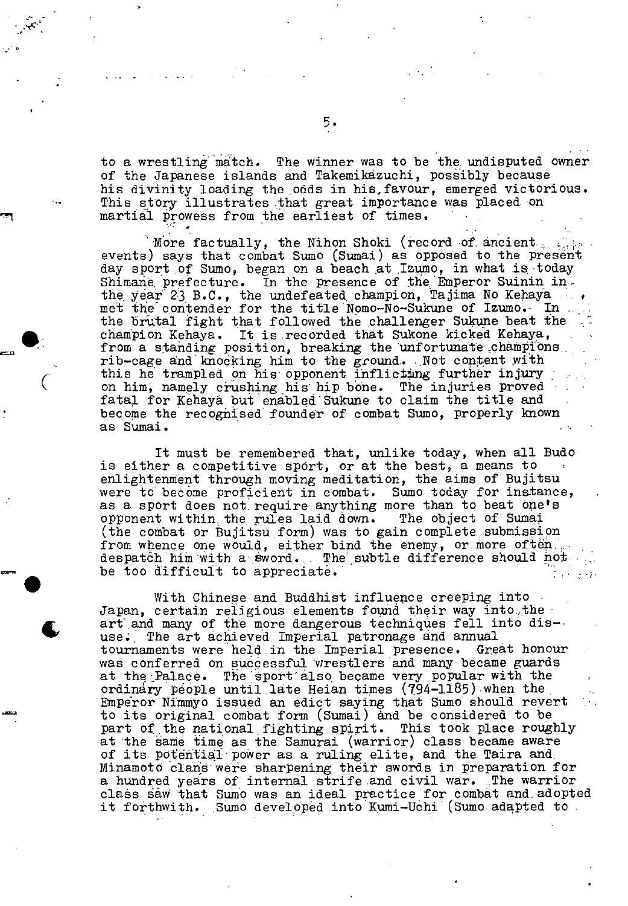to a wrestling match. The winner was to be the undisputed owner of the Japanese islands and Takemikazuchi, possibly because his divinity loading the odds in his favour, emerged victorious. This story illustrates that great importance was placed on martial prowess from the earliest of times.

More factually, the Nihon Shoki (record of ancient events) says that combat Sumo (Sumai) as opposed to the present day sport of Sumo, began on a beach at Izumo, in what is today Shimane prefecture. In the presence of the Emperor Suinin in the year 23 B.C., the undefeated champion, Tajima No Kehaya met the contender for the title Nomo-No-Sukune of Izumo. In the brutal fight that followed the challenger Sukune beat the champion Kehaya. It is recorded that Sukone kicked Kehaya, from a standing position, breaking the unfortunate champions rib-cage and knocking him to the ground. Not content with this he trampled on his opponent inflicting further injury on him, namely crushing his hip bone. The injuries proved fatal for Kehaya but enabled Sukune to claim the title and become the recognised founder of combat Sumo, properly known as Sumai.

It must be remembered that, unlike today, when all Budo is either a competitive sport, or at the best, a means to enlightenment through moving meditation, the aims of Bujitsu were to become proficient in combat. Sumo today for instance, as a sport does not require anything more than to beat one's opponent within the rules laid down. The object of Sumai (the combat or Bujitsu form) was to gain complete submission from whence one would, either bind the enemy, or more often despatch him with a sword. The subtle difference should not be too difficult to appreciate.

With Chinese and Buddhist influence creeping into Japan, certain religious elements found their way into the art and many of the more dangerous techniques fell into disuse. The art achieved Imperial patronage and annual tournaments were held in the Imperial presence. Great honour was conferred on successful wrestlers and many became guards at the Palace. The sport also became very popular with the ordinary people until late Heian times (794-1185) when the Emperor Nimmyo issued an edict saying that Sumo should revert to its original combat form (Sumai) and be considered to be part of the national fighting spirit. This took place roughly at the same time as the Samurai (warrior) class became aware of its potential power as a ruling elite, and the Taira and Minamoto clans were sharpening their swords in preparation for a hundred years of internal strife and civil war. The warrior class saw that Sumo was an ideal practice for combat and adopted it forthwith. Sumo developed into Kumi-Uchi (Sumo adapted to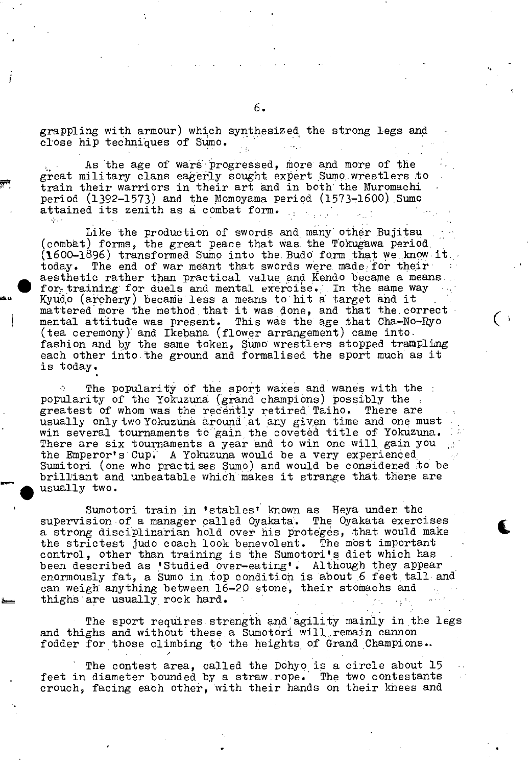grappling with armour) which synthesized the strong legs and close hip techniques of Sumo.

As the age of wars progressed, more and more of the great military clans eagerly sought expert Sumo wrestlers to train their warriors in their art and in both the Muromachi period (1392-1573) and the Momoyama period (1573-1600) Sumo attained its zenith as a combat form.

Like the production of swords and many other Bujitsu (combat) forms, the great peace that was the Tokugawa period (1600-1896) transformed Sumo into the Budo form that we know it today. The end of war meant that swords were made for their aesthetic rather than practical value and Kendo became a means for training for duels and mental exercise. In the same way Kyudo (archery) became less a means to hit a target and it mattered more the method that it was done, and that the correct mental attitude was present. This was the age that Cha-No-Ryo (tea ceremony) and Ikebana (flower arrangement) came into fashion and by the same token, Sumo wrestlers stopped trampling each other into the ground and formalised the sport much as it is today.

The popularity of the sport waxes and wanes with the popularity of the Yokuzuna (grand champions) possibly the greatest of whom was the recently retired Taiho. There are usually only two Yokuzuna around at any given time and one must win several tournaments to gain the coveted title of Yokuzuna. There are six tournaments a year and to win one will gain you the Emperor's Cup. A Yokuzuna would be a very experienced Sumitori (one who practises Sumo) and would be considered to be brilliant and unbeatable which makes it strange that there are usually two.

Sumotori train in 'stables' known as Heya under the supervision of a manager called Oyakata. The Oyakata exercises a strong disciplinarian hold over his proteges, that would make the strictest judo coach look benevolent. The most important control, other than training is the Sumotori's diet which has been described as 'Studied over-eating'. Although they appear enormously fat, a Sumo in top condition is about 6 feet tall and can weigh anything between 16-20 stone, their stomachs and thighs are usually rock hard.

The sport requires strength and agility mainly in the legs and thighs and without these a Sumotori will remain cannon fodder for those climbing to the heights of Grand Champions..

The contest area, called the Dohyo is a circle about 15 feet in diameter bounded by a straw rope. The two contestants crouch, facing each other, with their hands on their knees and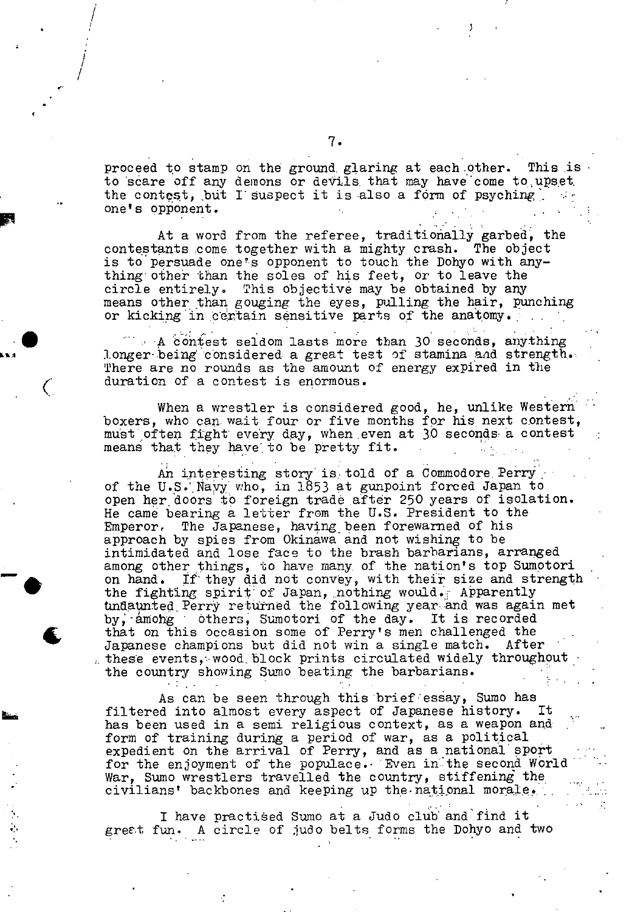proceed to stamp on the ground glaring at each other. This is to scare off any demons or devils that may have come to upset the contest, but I suspect it is also a form of psyching one's opponent.

At a word from the referee, traditionally garbed, the contestants come together with a mighty crash. The object is to persuade one's opponent to touch the Dohyo with anything other than the soles of his feet, or to leave the circle entirely. This objective may be obtained by any means other than gouging the eyes, pulling the hair, punching or kicking in certain sensitive parts of the anatomy.

A contest seldom lasts more than 30 seconds, anything longer being considered a great test of stamina and strength. There are no rounds as the amount of energy expired in the duration of a contest is enormous.

When a wrestler is considered good, he, unlike Western boxers, who can wait four or five months for his next contest, must often fight every day, when even at 30 seconds a contest means that they have to be pretty fit.

An interesting story is told of a Commodore Perry of the U.S. Navy who, in 1853 at gunpoint forced Japan to open her doors to foreign trade after 250 years of isolation. He came bearing a letter from the U.S. President to the Emperor. The Japanese, having been forewarned of his approach by spies from Okinawa and not wishing to be intimidated and lose face to the brash barbarians, arranged among other things, to have many of the nation's top Sumotori on hand. If they did not convey, with their size and strength the fighting spirit of Japan, nothing would. Apparently undaunted Perry returned the following year and was again met by, among others, Sumotori of the day. It is recorded that on this occasion some of Perry's men challenged the Japanese champions but did not win a single match. After these events, wood block prints circulated widely throughout the country showing Sumo beating the barbarians.

As can be seen through this brief essay, Sumo has filtered into almost every aspect of Japanese history. It has been used in a semi religious context, as a weapon and form of training during a period of war, as a political expedient on the arrival of Perry, and as a national sport for the enjoyment of the populace. Even in the second World War, Sumo wrestlers travelled the country, stiffening the civilians' backbones and keeping up the national morale.

I have practised Sumo at a Judo club and find it great fun. A circle of judo belts forms the Dohyo and two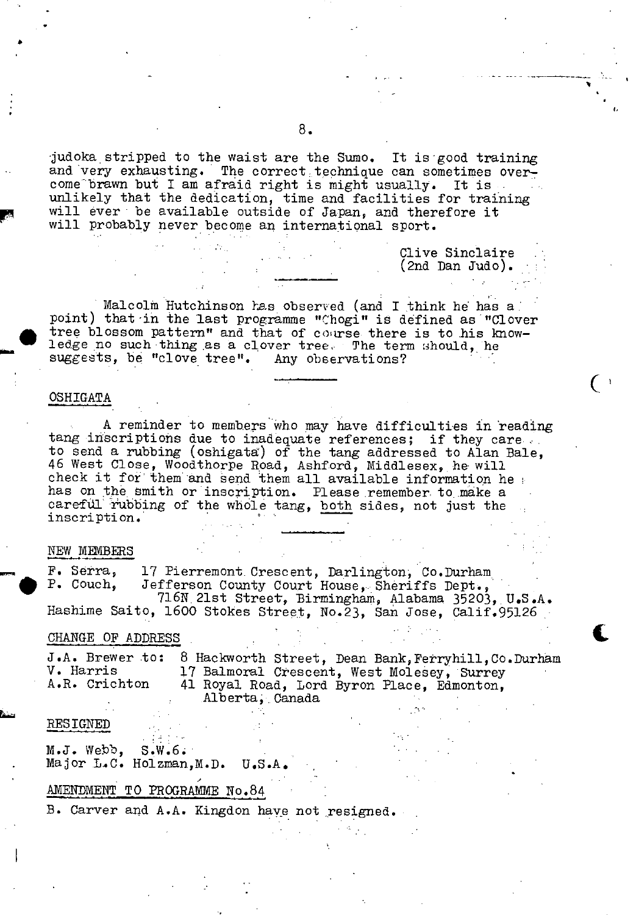judoka stripped to the waist are the Sumo. It is good training and very exhausting. The correct technique can sometimes overcome brawn but I am afraid right is might usually. It is unlikely that the dedication, time and facilities for training will ever be available outside of Japan, and therefore it will probably never become an international sport.

Clive Sinclaire
(2nd Dan Judo).

---

Malcolm Hutchinson has observed (and I think he has a point) that in the last programme "Chogi" is defined as "Clover tree blossom pattern" and that of course there is to his knowledge no such thing as a clover tree. The term should, he suggests, be "clove tree". Any observations?

---

## OSHIGATA

A reminder to members who may have difficulties in reading tang inscriptions due to inadequate references; if they care to send a rubbing (oshigata) of the tang addressed to Alan Bale, 46 West Close, Woodthorpe Road, Ashford, Middlesex, he will check it for them and send them all available information he has on the smith or inscription. Please remember to make a careful rubbing of the whole tang, both sides, not just the inscription.

---

## NEW MEMBERS

F. Serra, 17 Pierremont Crescent, Darlington, Co.Durham
P. Couch, Jefferson County Court House, Sheriffs Dept., 716N 21st Street, Birmingham, Alabama 35203, U.S.A.
Hashime Saito, 1600 Stokes Street, No.23, San Jose, Calif.95126

## CHANGE OF ADDRESS

J.A. Brewer to: 8 Hackworth Street, Dean Bank, Ferryhill, Co.Durham
V. Harris 17 Balmoral Crescent, West Molesey, Surrey
A.R. Crichton 41 Royal Road, Lord Byron Place, Edmonton, Alberta, Canada

## RESIGNED

M.J. Webb, S.W.6.
Major L.C. Holzman, M.D. U.S.A.

## AMENDMENT TO PROGRAMME No.84

B. Carver and A.A. Kingdon have not resigned.